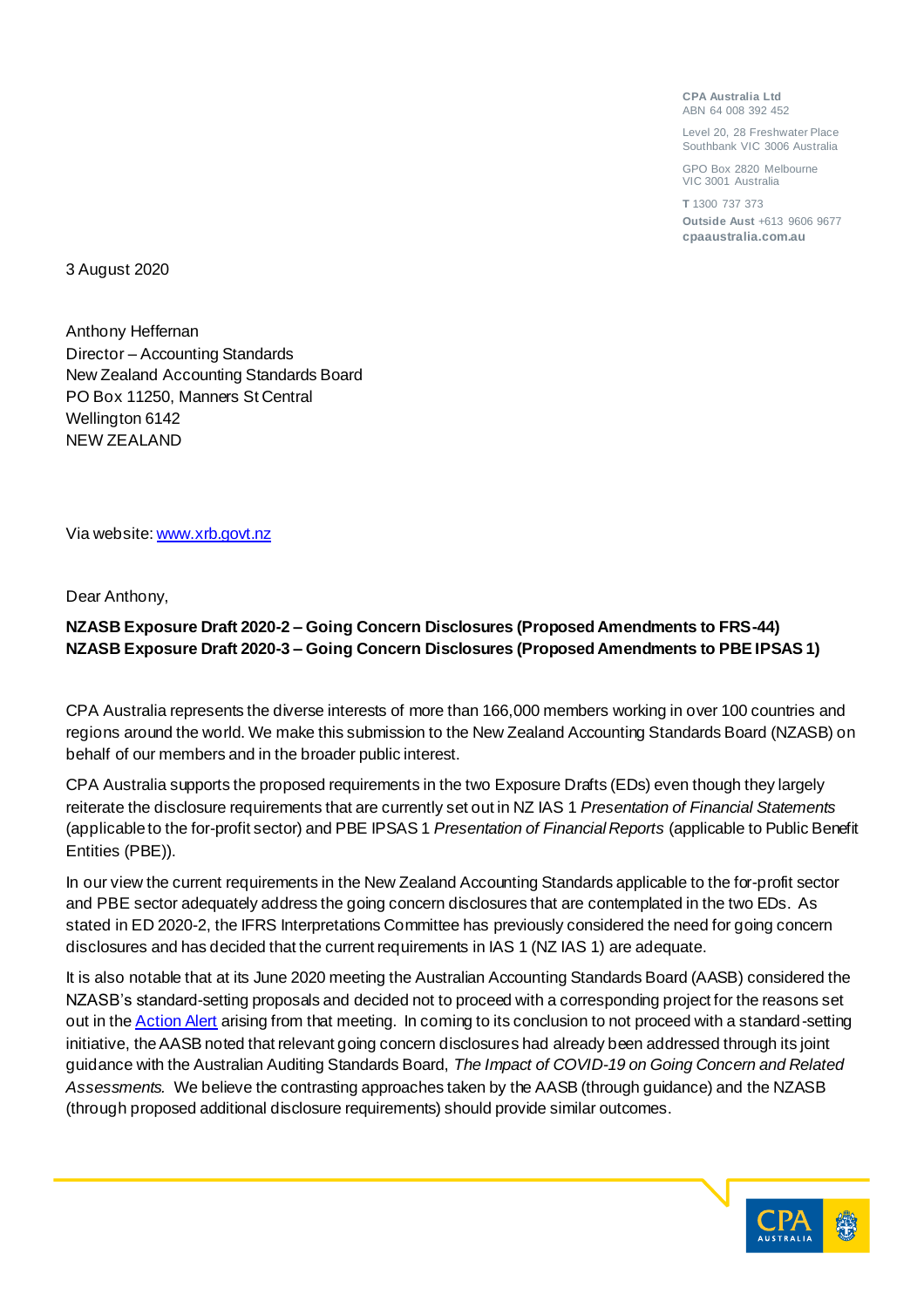CPA Australia Ltd
ABN 64 008 392 452

Level 20, 28 Freshwater Place
Southbank VIC 3006 Australia

GPO Box 2820 Melbourne
VIC 3001 Australia

**T** 1300 737 373
**Outside Aust** +613 9606 9677
**cpaaustralia.com.au**

3 August 2020

Anthony Heffernan
Director – Accounting Standards
New Zealand Accounting Standards Board
PO Box 11250, Manners St Central
Wellington 6142
NEW ZEALAND

Via website: [www.xrb.govt.nz](www.xrb.govt.nz)

Dear Anthony,

**NZASB Exposure Draft 2020-2 – Going Concern Disclosures (Proposed Amendments to FRS-44)**
**NZASB Exposure Draft 2020-3 – Going Concern Disclosures (Proposed Amendments to PBE IPSAS 1)**

CPA Australia represents the diverse interests of more than 166,000 members working in over 100 countries and regions around the world. We make this submission to the New Zealand Accounting Standards Board (NZASB) on behalf of our members and in the broader public interest.

CPA Australia supports the proposed requirements in the two Exposure Drafts (EDs) even though they largely reiterate the disclosure requirements that are currently set out in NZ IAS 1 *Presentation of Financial Statements* (applicable to the for-profit sector) and PBE IPSAS 1 *Presentation of Financial Reports* (applicable to Public Benefit Entities (PBE)).

In our view the current requirements in the New Zealand Accounting Standards applicable to the for-profit sector and PBE sector adequately address the going concern disclosures that are contemplated in the two EDs. As stated in ED 2020-2, the IFRS Interpretations Committee has previously considered the need for going concern disclosures and has decided that the current requirements in IAS 1 (NZ IAS 1) are adequate.

It is also notable that at its June 2020 meeting the Australian Accounting Standards Board (AASB) considered the NZASB's standard-setting proposals and decided not to proceed with a corresponding project for the reasons set out in the Action Alert arising from that meeting. In coming to its conclusion to not proceed with a standard-setting initiative, the AASB noted that relevant going concern disclosures had already been addressed through its joint guidance with the Australian Auditing Standards Board, *The Impact of COVID-19 on Going Concern and Related Assessments.* We believe the contrasting approaches taken by the AASB (through guidance) and the NZASB (through proposed additional disclosure requirements) should provide similar outcomes.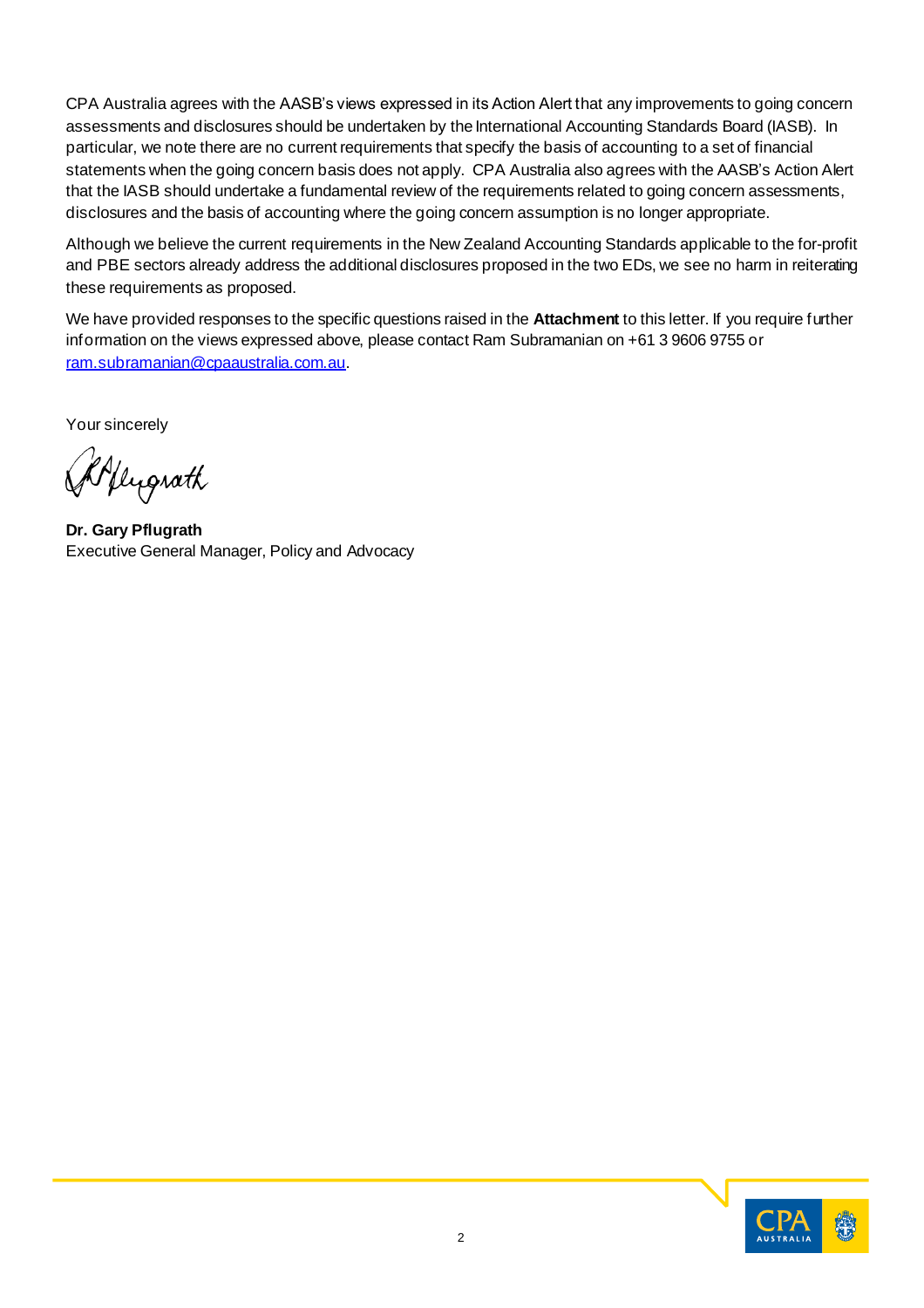CPA Australia agrees with the AASB's views expressed in its Action Alert that any improvements to going concern assessments and disclosures should be undertaken by the International Accounting Standards Board (IASB). In particular, we note there are no current requirements that specify the basis of accounting to a set of financial statements when the going concern basis does not apply. CPA Australia also agrees with the AASB's Action Alert that the IASB should undertake a fundamental review of the requirements related to going concern assessments, disclosures and the basis of accounting where the going concern assumption is no longer appropriate.

Although we believe the current requirements in the New Zealand Accounting Standards applicable to the for-profit and PBE sectors already address the additional disclosures proposed in the two EDs, we see no harm in reiterating these requirements as proposed.

We have provided responses to the specific questions raised in the **Attachment** to this letter. If you require further information on the views expressed above, please contact Ram Subramanian on +61 3 9606 9755 or ram.subramanian@cpaaustralia.com.au.

Your sincerely

**Dr. Gary Pflugrath**
Executive General Manager, Policy and Advocacy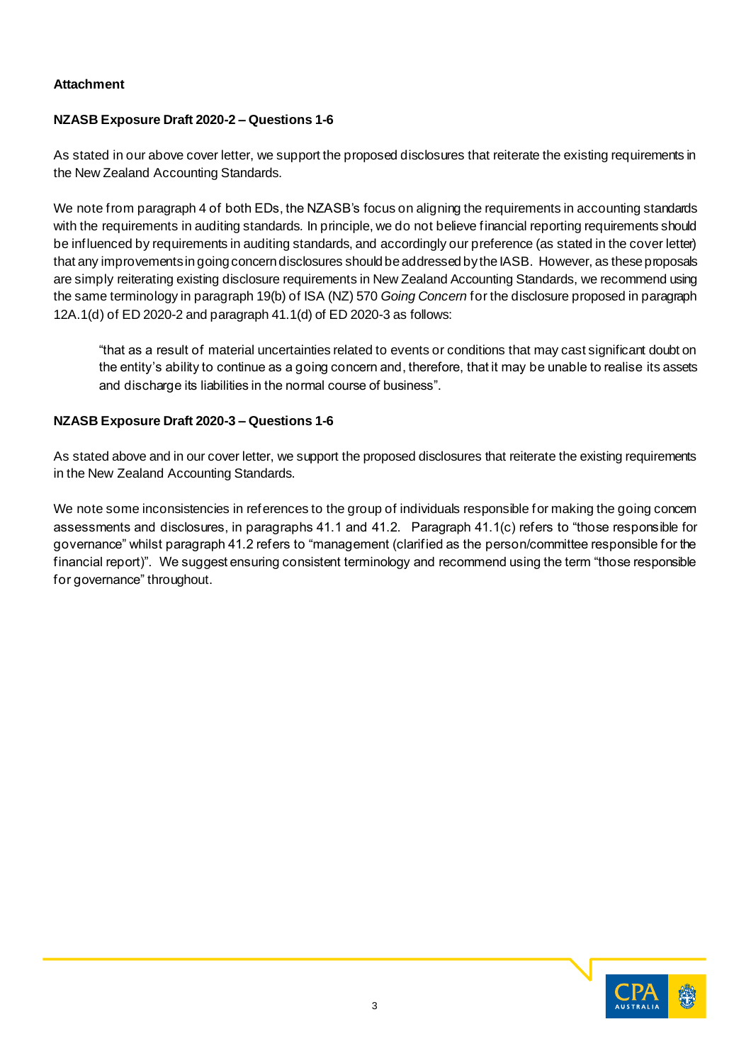**Attachment**

**NZASB Exposure Draft 2020-2 – Questions 1-6**

As stated in our above cover letter, we support the proposed disclosures that reiterate the existing requirements in the New Zealand Accounting Standards.

We note from paragraph 4 of both EDs, the NZASB's focus on aligning the requirements in accounting standards with the requirements in auditing standards. In principle, we do not believe financial reporting requirements should be influenced by requirements in auditing standards, and accordingly our preference (as stated in the cover letter) that any improvements in going concern disclosures should be addressed by the IASB. However, as these proposals are simply reiterating existing disclosure requirements in New Zealand Accounting Standards, we recommend using the same terminology in paragraph 19(b) of ISA (NZ) 570 *Going Concern* for the disclosure proposed in paragraph 12A.1(d) of ED 2020-2 and paragraph 41.1(d) of ED 2020-3 as follows:

> "that as a result of material uncertainties related to events or conditions that may cast significant doubt on the entity's ability to continue as a going concern and, therefore, that it may be unable to realise its assets and discharge its liabilities in the normal course of business".

**NZASB Exposure Draft 2020-3 – Questions 1-6**

As stated above and in our cover letter, we support the proposed disclosures that reiterate the existing requirements in the New Zealand Accounting Standards.

We note some inconsistencies in references to the group of individuals responsible for making the going concern assessments and disclosures, in paragraphs 41.1 and 41.2. Paragraph 41.1(c) refers to "those responsible for governance" whilst paragraph 41.2 refers to "management (clarified as the person/committee responsible for the financial report)". We suggest ensuring consistent terminology and recommend using the term "those responsible for governance" throughout.